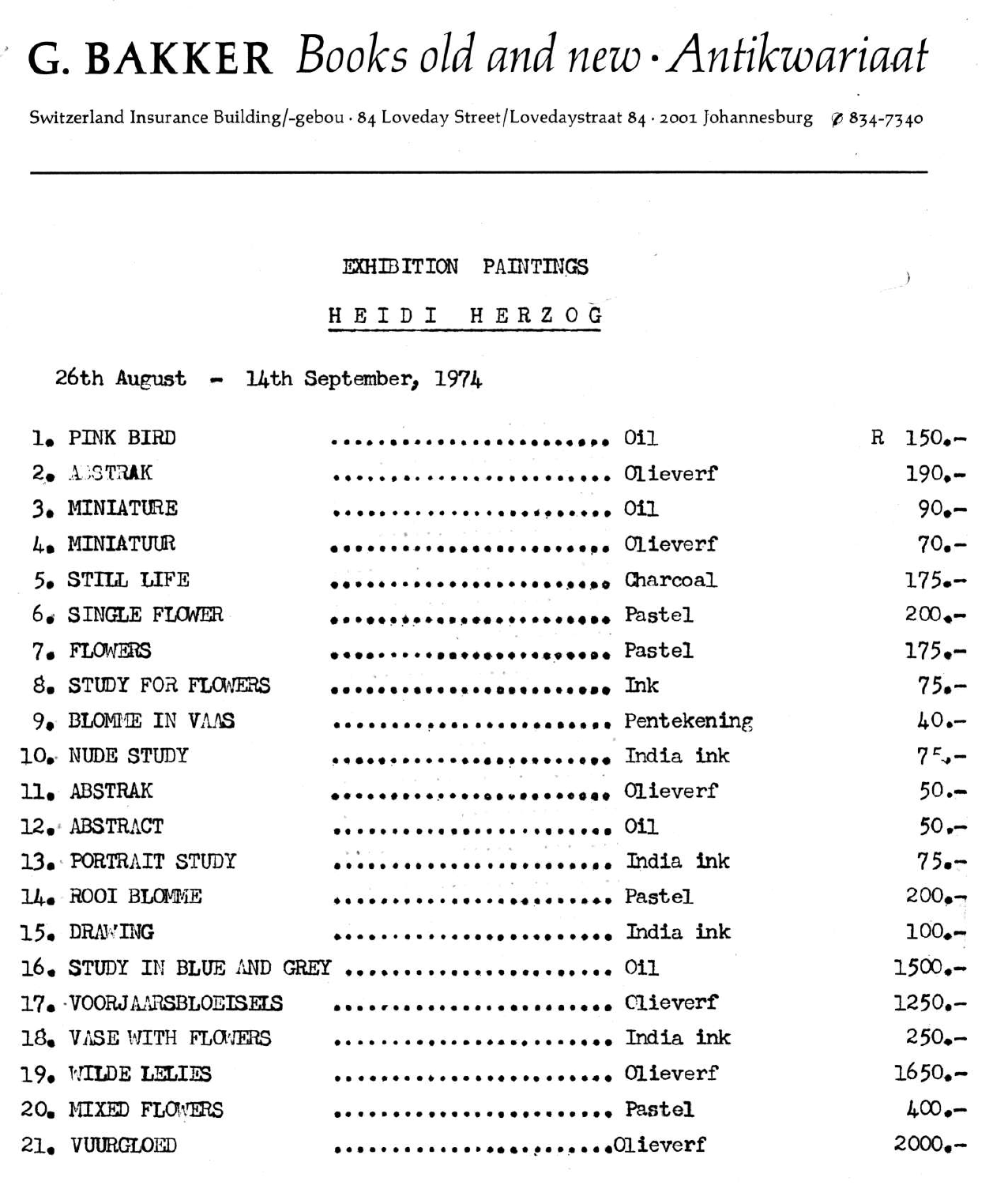# G. BAKKER *Books old and new · Antikwariaat*

Switzerland Insurance Building/-gebou · 84 Loveday Street/Lovedaystraat 84 · 2001 Johannesburg ✆ 834-7340

---

## EXHIBITION PAINTINGS

## HEIDI HERZOG

26th August – 14th September, 1974

| No. | Title | Medium | Price |
|---|---|---|---|
| 1. | PINK BIRD | Oil | R 150.- |
| 2. | ABSTRAK | Olieverf | 190.- |
| 3. | MINIATURE | Oil | 90.- |
| 4. | MINIATUUR | Olieverf | 70.- |
| 5. | STILL LIFE | Charcoal | 175.- |
| 6. | SINGLE FLOWER | Pastel | 200.- |
| 7. | FLOWERS | Pastel | 175.- |
| 8. | STUDY FOR FLOWERS | Ink | 75.- |
| 9. | BLOMME IN VAAS | Pentekening | 40.- |
| 10. | NUDE STUDY | India ink | 75.- |
| 11. | ABSTRAK | Olieverf | 50.- |
| 12. | ABSTRACT | Oil | 50.- |
| 13. | PORTRAIT STUDY | India ink | 75.- |
| 14. | ROOI BLOMME | Pastel | 200.- |
| 15. | DRAWING | India ink | 100.- |
| 16. | STUDY IN BLUE AND GREY | Oil | 1500.- |
| 17. | VOORJAARSBLOEISELS | Olieverf | 1250.- |
| 18. | VASE WITH FLOWERS | India ink | 250.- |
| 19. | WILDE LELIES | Olieverf | 1650.- |
| 20. | MIXED FLOWERS | Pastel | 400.- |
| 21. | VUURGLOED | Olieverf | 2000.- |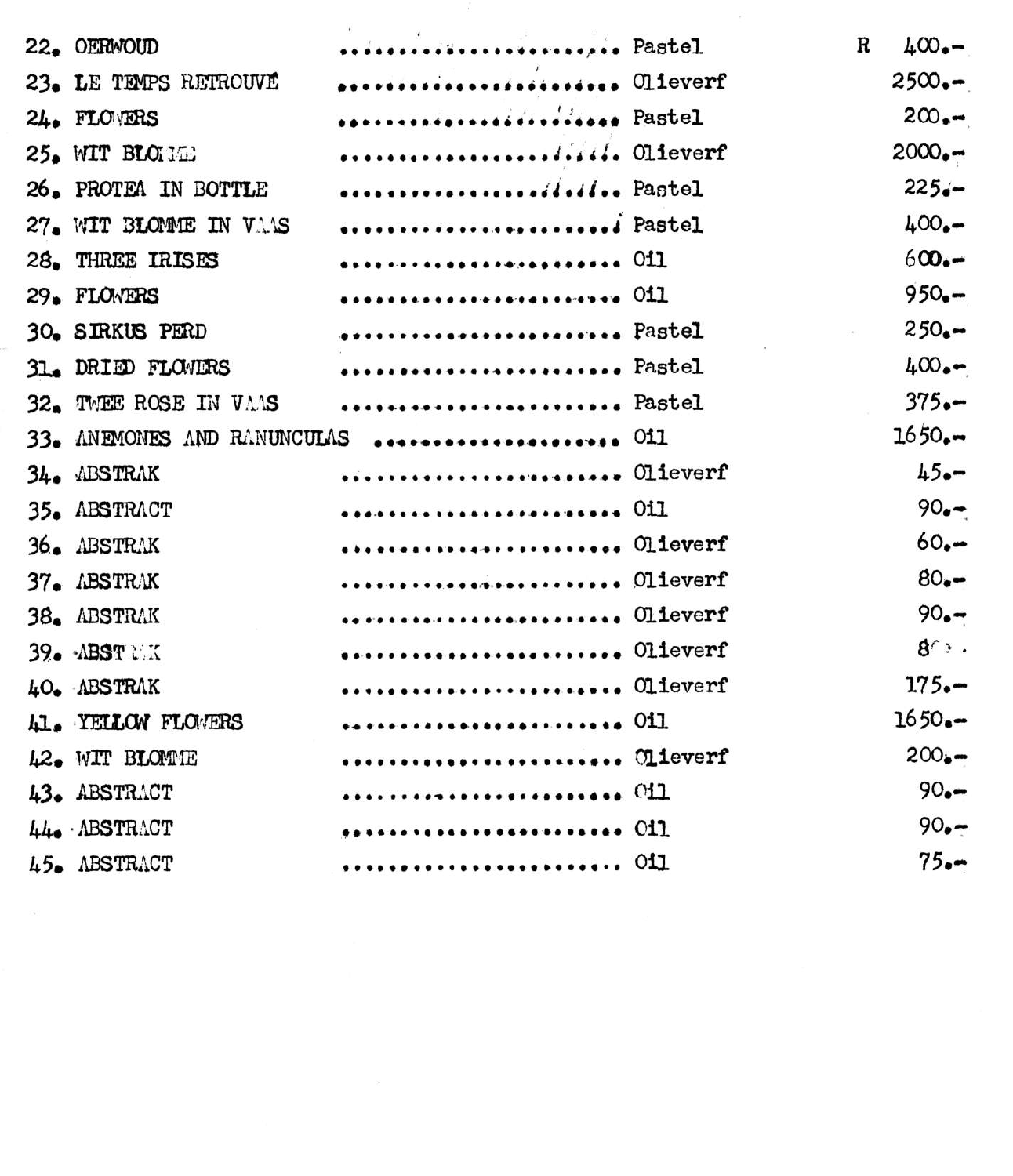| | | | |
|---|---|---|---|
| 22. | OERWOUD | Pastel | R 400.- |
| 23. | LE TEMPS RETROUVÉ | Olieverf | 2500.- |
| 24. | FLOWERS | Pastel | 200.- |
| 25. | WIT BLOMME | Olieverf | 2000.- |
| 26. | PROTEA IN BOTTLE | Pastel | 225.- |
| 27. | WIT BLOMME IN VAAS | Pastel | 400.- |
| 28. | THREE IRISES | Oil | 600.- |
| 29. | FLOWERS | Oil | 950.- |
| 30. | SIRKUS PERD | Pastel | 250.- |
| 31. | DRIED FLOWERS | Pastel | 400.- |
| 32. | TWEE ROSE IN VAAS | Pastel | 375.- |
| 33. | ANEMONES AND RANUNCULAS | Oil | 1650.- |
| 34. | ABSTRAK | Olieverf | 45.- |
| 35. | ABSTRACT | Oil | 90.- |
| 36. | ABSTRAK | Olieverf | 60.- |
| 37. | ABSTRAK | Olieverf | 80.- |
| 38. | ABSTRAK | Olieverf | 90.- |
| 39. | ABSTRAK | Olieverf | 80.- |
| 40. | ABSTRAK | Olieverf | 175.- |
| 41. | YELLOW FLOWERS | Oil | 1650.- |
| 42. | WIT BLOMME | Olieverf | 200.- |
| 43. | ABSTRACT | Oil | 90.- |
| 44. | ABSTRACT | Oil | 90.- |
| 45. | ABSTRACT | Oil | 75.- |